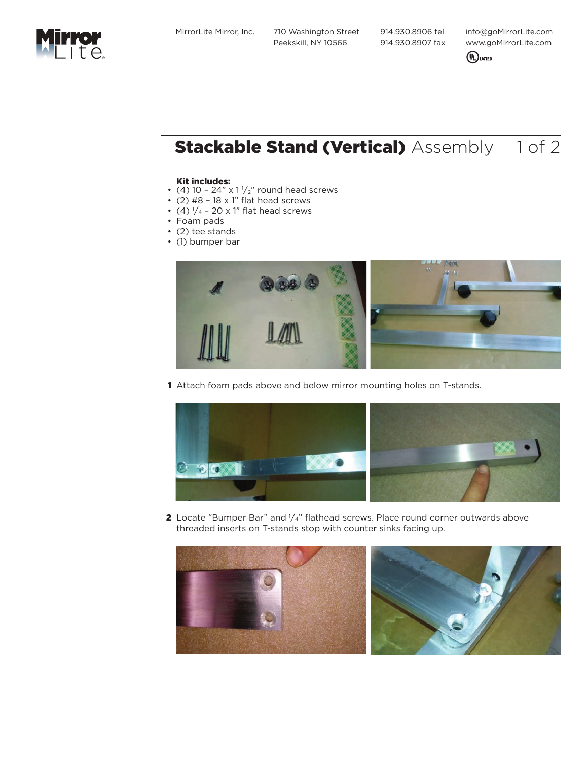MirrorLite Mirror, Inc. 710 Washington Street Peekskill, NY 10566 914.930.8906 tel 914.930.8907 fax info@goMirrorLite.com www.goMirrorLite.com

# **Stackable Stand (Vertical)** Assembly

**Kit includes:**

- (4) 10 – 24" x 1 1/2" round head screws
- (2) #8 – 18 x 1" flat head screws
- (4) 1/4 – 20 x 1" flat head screws
- Foam pads
- (2) tee stands
- (1) bumper bar

**1** Attach foam pads above and below mirror mounting holes on T-stands.

**2** Locate "Bumper Bar" and 1/4" flathead screws. Place round corner outwards above threaded inserts on T-stands stop with counter sinks facing up.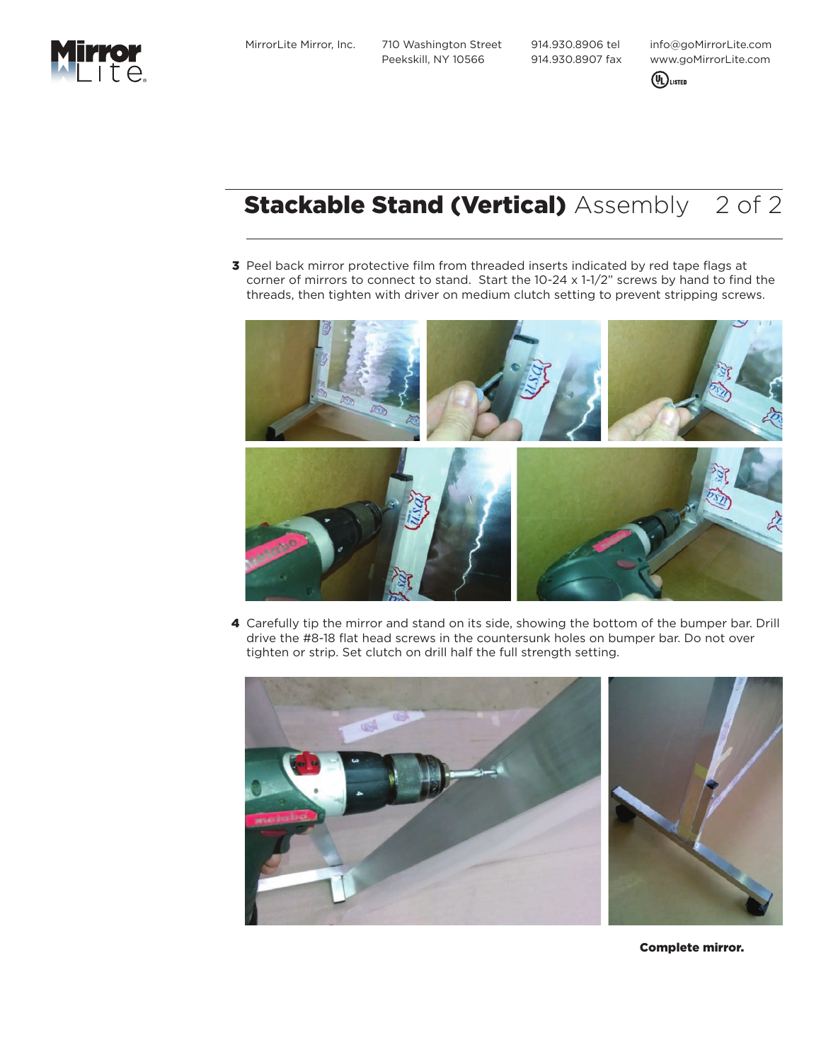MirrorLite Mirror, Inc.
710 Washington Street
Peekskill, NY 10566
914.930.8906 tel
914.930.8907 fax
info@goMirrorLite.com
www.goMirrorLite.com

# **Stackable Stand (Vertical)** Assembly 2 of 2

**3** Peel back mirror protective film from threaded inserts indicated by red tape flags at corner of mirrors to connect to stand. Start the 10-24 x 1-1/2" screws by hand to find the threads, then tighten with driver on medium clutch setting to prevent stripping screws.

**4** Carefully tip the mirror and stand on its side, showing the bottom of the bumper bar. Drill drive the #8-18 flat head screws in the countersunk holes on bumper bar. Do not over tighten or strip. Set clutch on drill half the full strength setting.

**Complete mirror.**